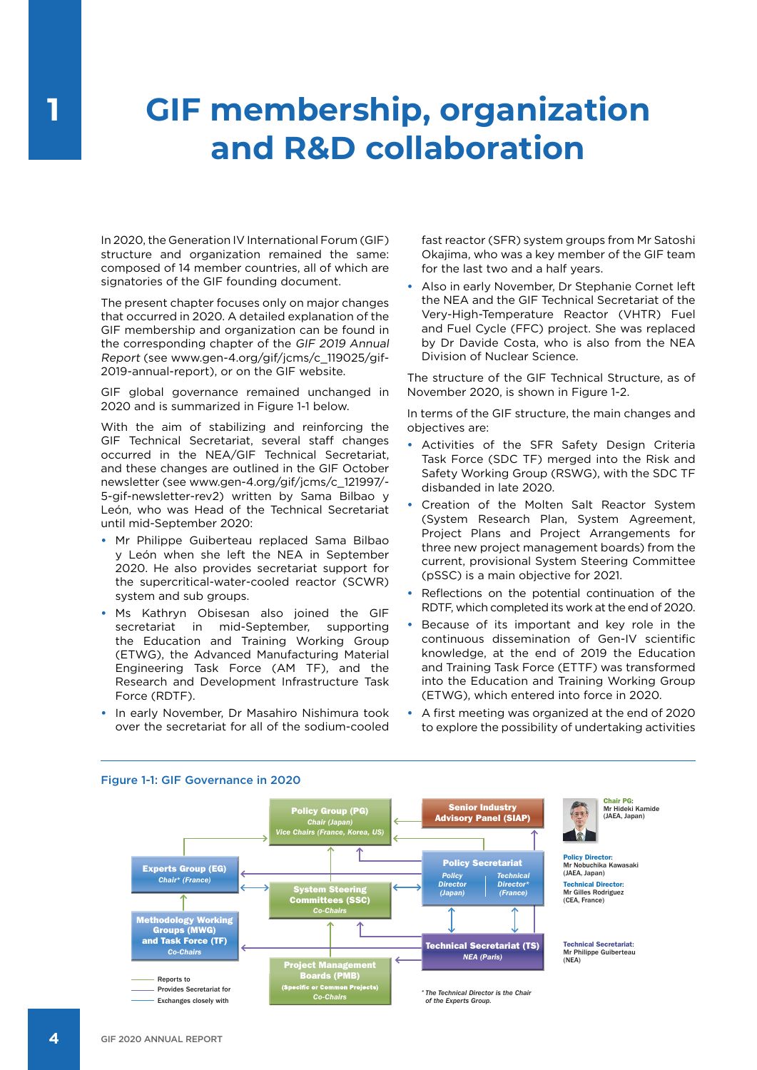# 1 GIF membership, organization and R&D collaboration

In 2020, the Generation IV International Forum (GIF) structure and organization remained the same: composed of 14 member countries, all of which are signatories of the GIF founding document.

The present chapter focuses only on major changes that occurred in 2020. A detailed explanation of the GIF membership and organization can be found in the corresponding chapter of the *GIF 2019 Annual Report* (see www.gen-4.org/gif/jcms/c_119025/gif-2019-annual-report), or on the GIF website.

GIF global governance remained unchanged in 2020 and is summarized in Figure 1-1 below.

With the aim of stabilizing and reinforcing the GIF Technical Secretariat, several staff changes occurred in the NEA/GIF Technical Secretariat, and these changes are outlined in the GIF October newsletter (see www.gen-4.org/gif/jcms/c_121997/-5-gif-newsletter-rev2) written by Sama Bilbao y León, who was Head of the Technical Secretariat until mid-September 2020:

- Mr Philippe Guiberteau replaced Sama Bilbao y León when she left the NEA in September 2020. He also provides secretariat support for the supercritical-water-cooled reactor (SCWR) system and sub groups.
- Ms Kathryn Obisesan also joined the GIF secretariat in mid-September, supporting the Education and Training Working Group (ETWG), the Advanced Manufacturing Material Engineering Task Force (AM TF), and the Research and Development Infrastructure Task Force (RDTF).
- In early November, Dr Masahiro Nishimura took over the secretariat for all of the sodium-cooled fast reactor (SFR) system groups from Mr Satoshi Okajima, who was a key member of the GIF team for the last two and a half years.
- Also in early November, Dr Stephanie Cornet left the NEA and the GIF Technical Secretariat of the Very-High-Temperature Reactor (VHTR) Fuel and Fuel Cycle (FFC) project. She was replaced by Dr Davide Costa, who is also from the NEA Division of Nuclear Science.

The structure of the GIF Technical Structure, as of November 2020, is shown in Figure 1-2.

In terms of the GIF structure, the main changes and objectives are:

- Activities of the SFR Safety Design Criteria Task Force (SDC TF) merged into the Risk and Safety Working Group (RSWG), with the SDC TF disbanded in late 2020.
- Creation of the Molten Salt Reactor System (System Research Plan, System Agreement, Project Plans and Project Arrangements for three new project management boards) from the current, provisional System Steering Committee (pSSC) is a main objective for 2021.
- Reflections on the potential continuation of the RDTF, which completed its work at the end of 2020.
- Because of its important and key role in the continuous dissemination of Gen-IV scientific knowledge, at the end of 2019 the Education and Training Task Force (ETTF) was transformed into the Education and Training Working Group (ETWG), which entered into force in 2020.
- A first meeting was organized at the end of 2020 to explore the possibility of undertaking activities

Figure 1-1: GIF Governance in 2020

- **Policy Group (PG)** – *Chair (Japan)*, *Vice Chairs (France, Korea, US)*
- **Senior Industry Advisory Panel (SIAP)**
- **Experts Group (EG)** – *Chair\* (France)*
- **Policy Secretariat** – *Policy Director (Japan)*; *Technical Director\* (France)*
- **System Steering Committees (SSC)** – *Co-Chairs*
- **Methodology Working Groups (MWG) and Task Force (TF)** – *Co-Chairs*
- **Technical Secretariat (TS)** – *NEA (Paris)*
- **Project Management Boards (PMB)** – *(Specific or Common Projects)*, *Co-Chairs*

Legend: Reports to; Provides Secretariat for; Exchanges closely with

Chair PG: Mr Hideki Kamide (JAEA, Japan)

Policy Director: Mr Nobuchika Kawasaki (JAEA, Japan)

Technical Director: Mr Gilles Rodriguez (CEA, France)

Technical Secretariat: Mr Philippe Guiberteau (NEA)

\* The Technical Director is the Chair of the Experts Group.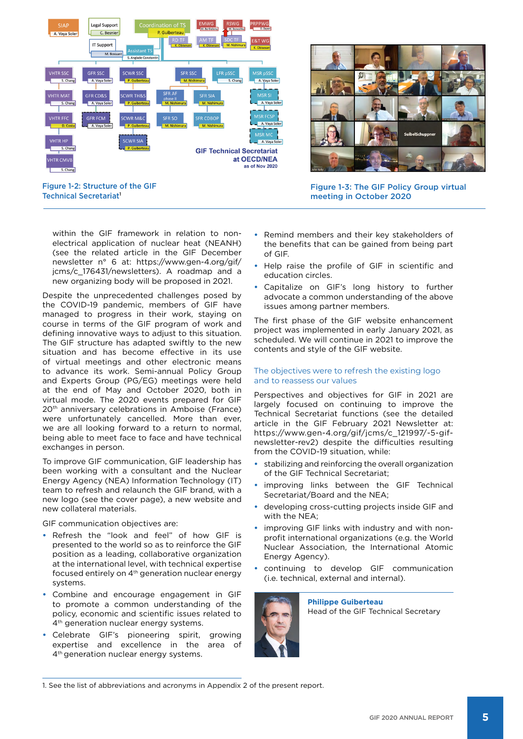Figure 1-2: Structure of the GIF Technical Secretariat[1]

Figure 1-3: The GIF Policy Group virtual meeting in October 2020

within the GIF framework in relation to non-electrical application of nuclear heat (NEANH) (see the related article in the GIF December newsletter n° 6 at: https://www.gen-4.org/gif/jcms/c_176431/newsletters). A roadmap and a new organizing body will be proposed in 2021.

Despite the unprecedented challenges posed by the COVID-19 pandemic, members of GIF have managed to progress in their work, staying on course in terms of the GIF program of work and defining innovative ways to adjust to this situation. The GIF structure has adapted swiftly to the new situation and has become effective in its use of virtual meetings and other electronic means to advance its work. Semi-annual Policy Group and Experts Group (PG/EG) meetings were held at the end of May and October 2020, both in virtual mode. The 2020 events prepared for GIF 20th anniversary celebrations in Amboise (France) were unfortunately cancelled. More than ever, we are all looking forward to a return to normal, being able to meet face to face and have technical exchanges in person.

To improve GIF communication, GIF leadership has been working with a consultant and the Nuclear Energy Agency (NEA) Information Technology (IT) team to refresh and relaunch the GIF brand, with a new logo (see the cover page), a new website and new collateral materials.

GIF communication objectives are:

- Refresh the "look and feel" of how GIF is presented to the world so as to reinforce the GIF position as a leading, collaborative organization at the international level, with technical expertise focused entirely on 4th generation nuclear energy systems.
- Combine and encourage engagement in GIF to promote a common understanding of the policy, economic and scientific issues related to 4th generation nuclear energy systems.
- Celebrate GIF's pioneering spirit, growing expertise and excellence in the area of 4th generation nuclear energy systems.
- Remind members and their key stakeholders of the benefits that can be gained from being part of GIF.
- Help raise the profile of GIF in scientific and education circles.
- Capitalize on GIF's long history to further advocate a common understanding of the above issues among partner members.

The first phase of the GIF website enhancement project was implemented in early January 2021, as scheduled. We will continue in 2021 to improve the contents and style of the GIF website.

The objectives were to refresh the existing logo and to reassess our values

Perspectives and objectives for GIF in 2021 are largely focused on continuing to improve the Technical Secretariat functions (see the detailed article in the GIF February 2021 Newsletter at: https://www.gen-4.org/gif/jcms/c_121997/-5-gif-newsletter-rev2) despite the difficulties resulting from the COVID-19 situation, while:

- stabilizing and reinforcing the overall organization of the GIF Technical Secretariat;
- improving links between the GIF Technical Secretariat/Board and the NEA;
- developing cross-cutting projects inside GIF and with the NEA;
- improving GIF links with industry and with non-profit international organizations (e.g. the World Nuclear Association, the International Atomic Energy Agency).
- continuing to develop GIF communication (i.e. technical, external and internal).

**Philippe Guiberteau**
Head of the GIF Technical Secretary

1. See the list of abbreviations and acronyms in Appendix 2 of the present report.